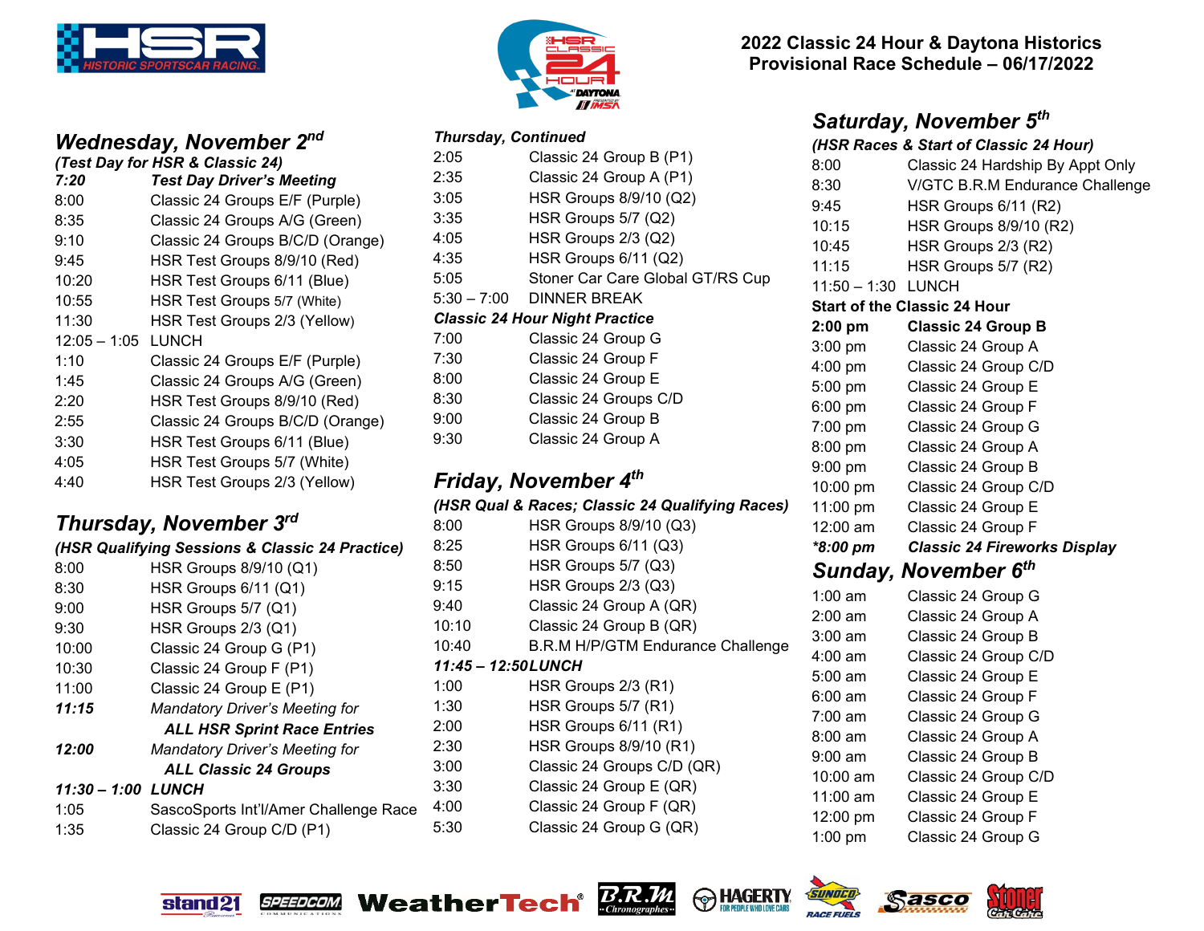# 2022 Classic 24 Hour & Daytona Historics
## Provisional Race Schedule – 06/17/2022

## *Wednesday, November 2nd*

***(Test Day for HSR & Classic 24)***

| | |
|---|---|
| ***7:20*** | ***Test Day Driver's Meeting*** |
| 8:00 | Classic 24 Groups E/F (Purple) |
| 8:35 | Classic 24 Groups A/G (Green) |
| 9:10 | Classic 24 Groups B/C/D (Orange) |
| 9:45 | HSR Test Groups 8/9/10 (Red) |
| 10:20 | HSR Test Groups 6/11 (Blue) |
| 10:55 | HSR Test Groups 5/7 (White) |
| 11:30 | HSR Test Groups 2/3 (Yellow) |
| 12:05 – 1:05 | LUNCH |
| 1:10 | Classic 24 Groups E/F (Purple) |
| 1:45 | Classic 24 Groups A/G (Green) |
| 2:20 | HSR Test Groups 8/9/10 (Red) |
| 2:55 | Classic 24 Groups B/C/D (Orange) |
| 3:30 | HSR Test Groups 6/11 (Blue) |
| 4:05 | HSR Test Groups 5/7 (White) |
| 4:40 | HSR Test Groups 2/3 (Yellow) |

## *Thursday, November 3rd*

***(HSR Qualifying Sessions & Classic 24 Practice)***

| | |
|---|---|
| 8:00 | HSR Groups 8/9/10 (Q1) |
| 8:30 | HSR Groups 6/11 (Q1) |
| 9:00 | HSR Groups 5/7 (Q1) |
| 9:30 | HSR Groups 2/3 (Q1) |
| 10:00 | Classic 24 Group G (P1) |
| 10:30 | Classic 24 Group F (P1) |
| 11:00 | Classic 24 Group E (P1) |
| ***11:15*** | *Mandatory Driver's Meeting for* ***ALL HSR Sprint Race Entries*** |
| ***12:00*** | *Mandatory Driver's Meeting for* ***ALL Classic 24 Groups*** |
| ***11:30 – 1:00*** | ***LUNCH*** |
| 1:05 | SascoSports Int'l/Amer Challenge Race |
| 1:35 | Classic 24 Group C/D (P1) |

***Thursday, Continued***

| | |
|---|---|
| 2:05 | Classic 24 Group B (P1) |
| 2:35 | Classic 24 Group A (P1) |
| 3:05 | HSR Groups 8/9/10 (Q2) |
| 3:35 | HSR Groups 5/7 (Q2) |
| 4:05 | HSR Groups 2/3 (Q2) |
| 4:35 | HSR Groups 6/11 (Q2) |
| 5:05 | Stoner Car Care Global GT/RS Cup |
| 5:30 – 7:00 | DINNER BREAK |
| ***Classic 24 Hour Night Practice*** | |
| 7:00 | Classic 24 Group G |
| 7:30 | Classic 24 Group F |
| 8:00 | Classic 24 Group E |
| 8:30 | Classic 24 Groups C/D |
| 9:00 | Classic 24 Group B |
| 9:30 | Classic 24 Group A |

## *Friday, November 4th*

***(HSR Qual & Races; Classic 24 Qualifying Races)***

| | |
|---|---|
| 8:00 | HSR Groups 8/9/10 (Q3) |
| 8:25 | HSR Groups 6/11 (Q3) |
| 8:50 | HSR Groups 5/7 (Q3) |
| 9:15 | HSR Groups 2/3 (Q3) |
| 9:40 | Classic 24 Group A (QR) |
| 10:10 | Classic 24 Group B (QR) |
| 10:40 | B.R.M H/P/GTM Endurance Challenge |
| ***11:45 – 12:50*** | ***LUNCH*** |
| 1:00 | HSR Groups 2/3 (R1) |
| 1:30 | HSR Groups 5/7 (R1) |
| 2:00 | HSR Groups 6/11 (R1) |
| 2:30 | HSR Groups 8/9/10 (R1) |
| 3:00 | Classic 24 Groups C/D (QR) |
| 3:30 | Classic 24 Group E (QR) |
| 4:00 | Classic 24 Group F (QR) |
| 5:30 | Classic 24 Group G (QR) |

## *Saturday, November 5th*

***(HSR Races & Start of Classic 24 Hour)***

| | |
|---|---|
| 8:00 | Classic 24 Hardship By Appt Only |
| 8:30 | V/GTC B.R.M Endurance Challenge |
| 9:45 | HSR Groups 6/11 (R2) |
| 10:15 | HSR Groups 8/9/10 (R2) |
| 10:45 | HSR Groups 2/3 (R2) |
| 11:15 | HSR Groups 5/7 (R2) |
| 11:50 – 1:30 | LUNCH |
| **Start of the Classic 24 Hour** | |
| **2:00 pm** | **Classic 24 Group B** |
| 3:00 pm | Classic 24 Group A |
| 4:00 pm | Classic 24 Group C/D |
| 5:00 pm | Classic 24 Group E |
| 6:00 pm | Classic 24 Group F |
| 7:00 pm | Classic 24 Group G |
| 8:00 pm | Classic 24 Group A |
| 9:00 pm | Classic 24 Group B |
| 10:00 pm | Classic 24 Group C/D |
| 11:00 pm | Classic 24 Group E |
| 12:00 am | Classic 24 Group F |
| ***\*8:00 pm*** | ***Classic 24 Fireworks Display*** |

## *Sunday, November 6th*

| | |
|---|---|
| 1:00 am | Classic 24 Group G |
| 2:00 am | Classic 24 Group A |
| 3:00 am | Classic 24 Group B |
| 4:00 am | Classic 24 Group C/D |
| 5:00 am | Classic 24 Group E |
| 6:00 am | Classic 24 Group F |
| 7:00 am | Classic 24 Group G |
| 8:00 am | Classic 24 Group A |
| 9:00 am | Classic 24 Group B |
| 10:00 am | Classic 24 Group C/D |
| 11:00 am | Classic 24 Group E |
| 12:00 pm | Classic 24 Group F |
| 1:00 pm | Classic 24 Group G |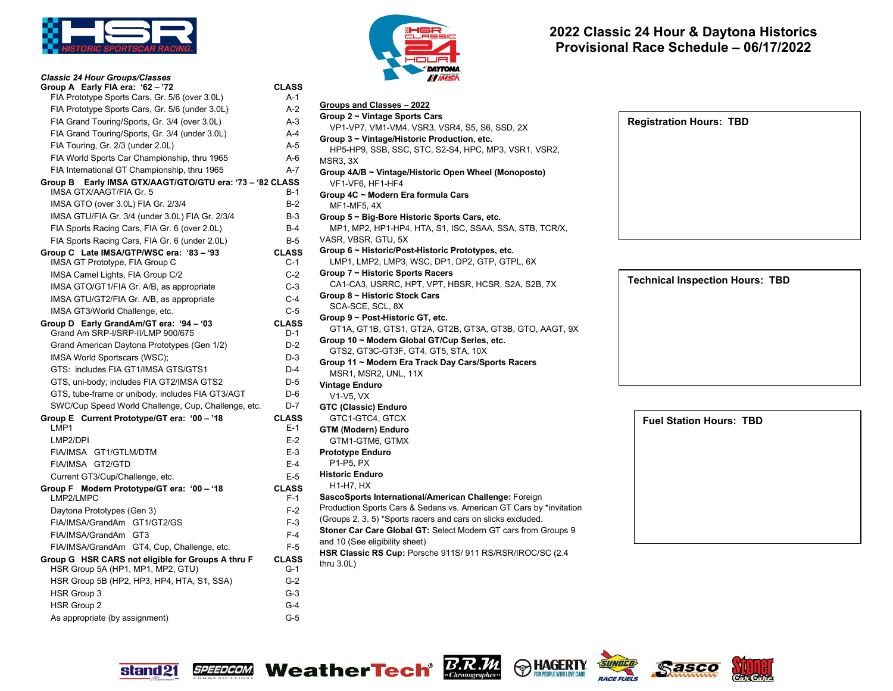# 2022 Classic 24 Hour & Daytona Historics
# Provisional Race Schedule – 06/17/2022

*Classic 24 Hour Groups/Classes*

| Group A Early FIA era: '62 – '72 | CLASS |
|---|---|
| FIA Prototype Sports Cars, Gr. 5/6 (over 3.0L) | A-1 |
| FIA Prototype Sports Cars, Gr. 5/6 (under 3.0L) | A-2 |
| FIA Grand Touring/Sports, Gr. 3/4 (over 3.0L) | A-3 |
| FIA Grand Touring/Sports, Gr. 3/4 (under 3.0L) | A-4 |
| FIA Touring, Gr. 2/3 (under 2.0L) | A-5 |
| FIA World Sports Car Championship, thru 1965 | A-6 |
| FIA International GT Championship, thru 1965 | A-7 |
| **Group B Early IMSA GTX/AAGT/GTO/GTU era: '73 – '82** | **CLASS** |
| IMSA GTX/AAGT/FIA Gr. 5 | B-1 |
| IMSA GTO (over 3.0L) FIA Gr. 2/3/4 | B-2 |
| IMSA GTU/FIA Gr. 3/4 (under 3.0L) FIA Gr. 2/3/4 | B-3 |
| FIA Sports Racing Cars, FIA Gr. 6 (over 2.0L) | B-4 |
| FIA Sports Racing Cars, FIA Gr. 6 (under 2.0L) | B-5 |
| **Group C Late IMSA/GTP/WSC era: '83 – '93** | **CLASS** |
| IMSA GT Prototype, FIA Group C | C-1 |
| IMSA Camel Lights, FIA Group C/2 | C-2 |
| IMSA GTO/GT1/FIA Gr. A/B, as appropriate | C-3 |
| IMSA GTU/GT2/FIA Gr. A/B, as appropriate | C-4 |
| IMSA GT3/World Challenge, etc. | C-5 |
| **Group D Early GrandAm/GT era: '94 – '03** | **CLASS** |
| Grand Am SRP-I/SRP-II/LMP 900/675 | D-1 |
| Grand American Daytona Prototypes (Gen 1/2) | D-2 |
| IMSA World Sportscars (WSC); | D-3 |
| GTS: includes FIA GT1/IMSA GTS/GTS1 | D-4 |
| GTS, uni-body; includes FIA GT2/IMSA GTS2 | D-5 |
| GTS, tube-frame or unibody, includes FIA GT3/AGT | D-6 |
| SWC/Cup Speed World Challenge, Cup, Challenge, etc. | D-7 |
| **Group E Current Prototype/GT era: '00 – '18** | **CLASS** |
| LMP1 | E-1 |
| LMP2/DPI | E-2 |
| FIA/IMSA GT1/GTLM/DTM | E-3 |
| FIA/IMSA GT2/GTD | E-4 |
| Current GT3/Cup/Challenge, etc. | E-5 |
| **Group F Modern Prototype/GT era: '00 – '18** | **CLASS** |
| LMP2/LMPC | F-1 |
| Daytona Prototypes (Gen 3) | F-2 |
| FIA/IMSA/GrandAm GT1/GT2/GS | F-3 |
| FIA/IMSA/GrandAm GT3 | F-4 |
| FIA/IMSA/GrandAm GT4, Cup, Challenge, etc. | F-5 |
| **Group G HSR CARS not eligible for Groups A thru F** | **CLASS** |
| HSR Group 5A (HP1, MP1, MP2, GTU) | G-1 |
| HSR Group 5B (HP2, HP3, HP4, HTA, S1, SSA) | G-2 |
| HSR Group 3 | G-3 |
| HSR Group 2 | G-4 |
| As appropriate (by assignment) | G-5 |

## Groups and Classes – 2022

**Group 2 ~ Vintage Sports Cars**
VP1-VP7, VM1-VM4, VSR3, VSR4, S5, S6, SSD, 2X

**Group 3 ~ Vintage/Historic Production, etc.**
HP5-HP9, SSB, SSC, STC, S2-S4, HPC, MP3, VSR1, VSR2, MSR3, 3X

**Group 4A/B ~ Vintage/Historic Open Wheel (Monoposto)**
VF1-VF6, HF1-HF4

**Group 4C ~ Modern Era formula Cars**
MF1-MF5, 4X

**Group 5 ~ Big-Bore Historic Sports Cars, etc.**
MP1, MP2, HP1-HP4, HTA, S1, ISC, SSAA, SSA, STB, TCR/X, VASR, VBSR, GTU, 5X

**Group 6 ~ Historic/Post-Historic Prototypes, etc.**
LMP1, LMP2, LMP3, WSC, DP1, DP2, GTP, GTPL, 6X

**Group 7 ~ Historic Sports Racers**
CA1-CA3, USRRC, PVT, VPT, HBSR, HCSR, S2A, S2B, 7X

**Group 8 ~ Historic Stock Cars**
SCA-SCE, SCL, 8X

**Group 9 ~ Post-Historic GT, etc.**
GT1A, GT1B, GTS1, GT2A, GT2B, GT3A, GT3B, GTO, AAGT, 9X

**Group 10 ~ Modern Global GT/Cup Series, etc.**
GTS2, GT3C-GT3F, GT4, GT5, STA, 10X

**Group 11 ~ Modern Era Track Day Cars/Sports Racers**
MSR1, MSR2, UNL, 11X

**Vintage Enduro**
V1-V5, VX

**GTC (Classic) Enduro**
GTC1-GTC4, GTCX

**GTM (Modern) Enduro**
GTM1-GTM6, GTMX

**Prototype Enduro**
P1-P5, PX

**Historic Enduro**
H1-H7, HX

**SascoSports International/American Challenge:** Foreign Production Sports Cars & Sedans vs. American GT Cars by *invitation (Groups 2, 3, 5) *Sports racers and cars on slicks excluded.

**Stoner Car Care Global GT:** Select Modern GT cars from Groups 9 and 10 (See eligibility sheet)

**HSR Classic RS Cup:** Porsche 911S/ 911 RS/RSR/IROC/SC (2.4 thru 3.0L)

**Registration Hours: TBD**

**Technical Inspection Hours: TBD**

**Fuel Station Hours: TBD**